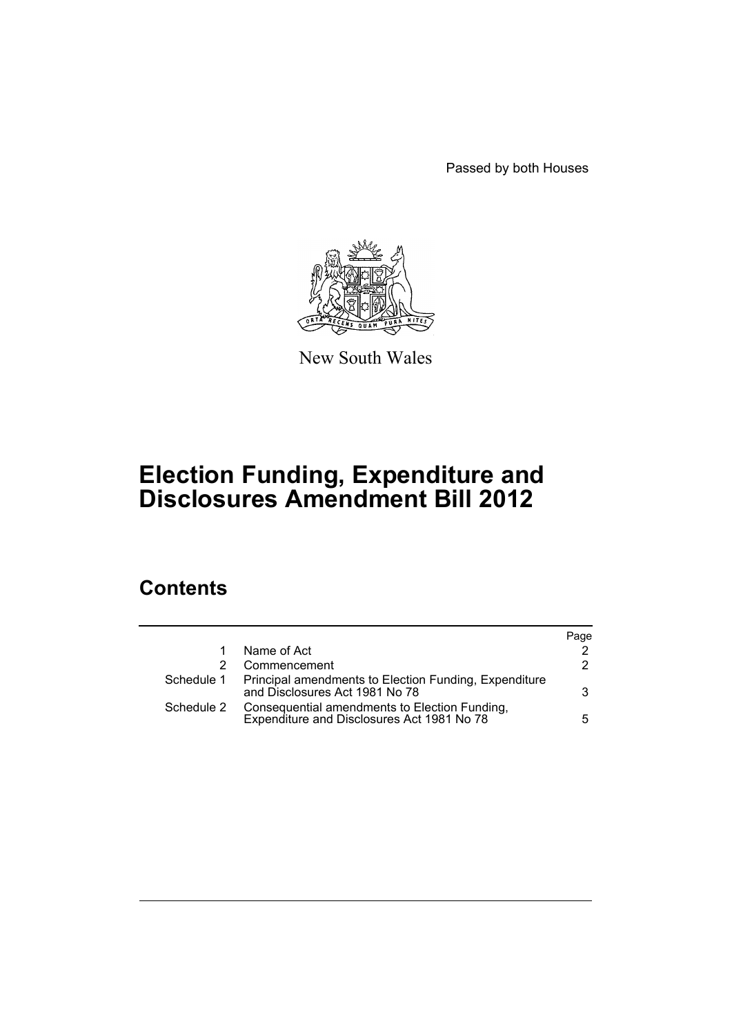Passed by both Houses

New South Wales

# Election Funding, Expenditure and Disclosures Amendment Bill 2012

## Contents

| | | Page |
|---|---|---|
| 1 | Name of Act | 2 |
| 2 | Commencement | 2 |
| Schedule 1 | Principal amendments to Election Funding, Expenditure and Disclosures Act 1981 No 78 | 3 |
| Schedule 2 | Consequential amendments to Election Funding, Expenditure and Disclosures Act 1981 No 78 | 5 |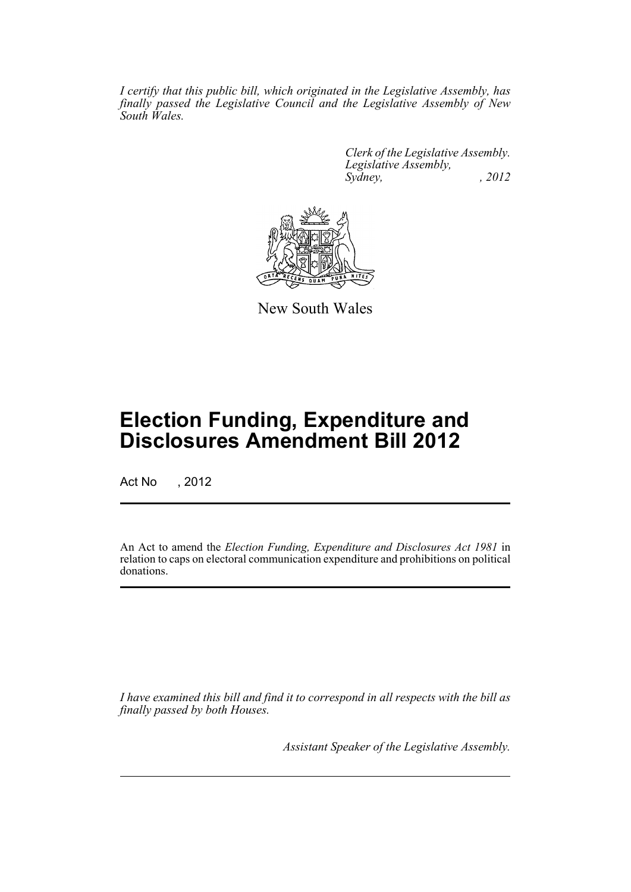*I certify that this public bill, which originated in the Legislative Assembly, has finally passed the Legislative Council and the Legislative Assembly of New South Wales.*

*Clerk of the Legislative Assembly.*
*Legislative Assembly,*
*Sydney, , 2012*

New South Wales

# Election Funding, Expenditure and Disclosures Amendment Bill 2012

Act No , 2012

An Act to amend the *Election Funding, Expenditure and Disclosures Act 1981* in relation to caps on electoral communication expenditure and prohibitions on political donations.

*I have examined this bill and find it to correspond in all respects with the bill as finally passed by both Houses.*

*Assistant Speaker of the Legislative Assembly.*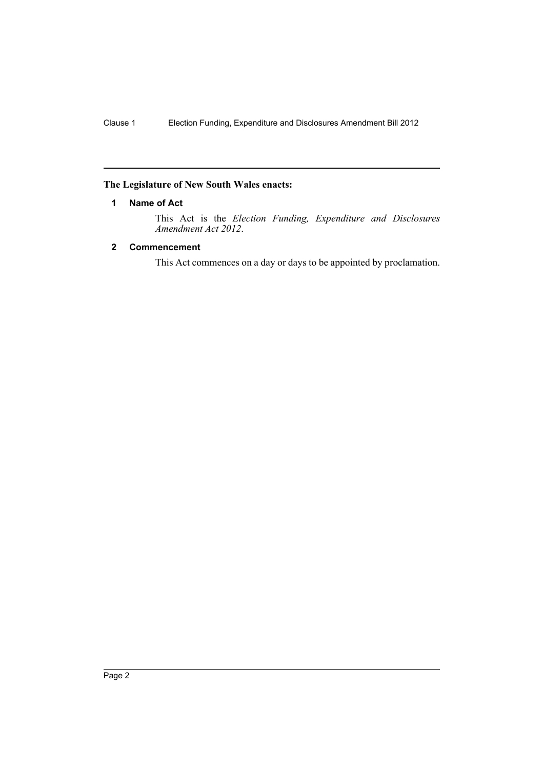**The Legislature of New South Wales enacts:**

## 1 Name of Act

This Act is the *Election Funding, Expenditure and Disclosures Amendment Act 2012*.

## 2 Commencement

This Act commences on a day or days to be appointed by proclamation.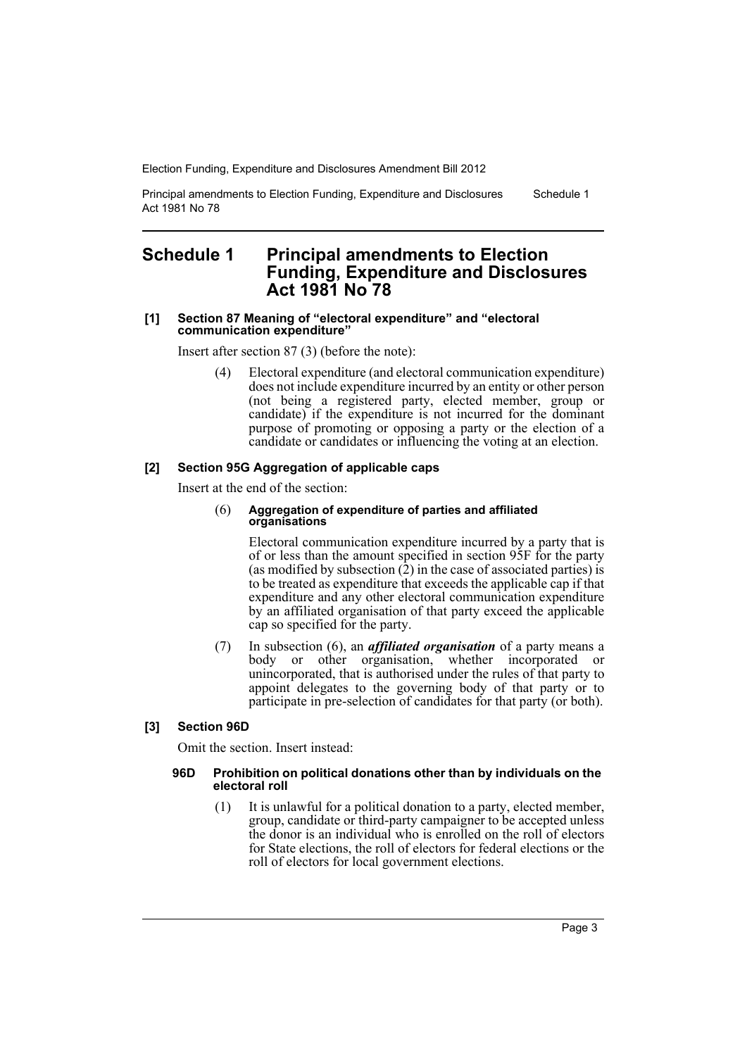# Schedule 1 Principal amendments to Election Funding, Expenditure and Disclosures Act 1981 No 78

**[1] Section 87 Meaning of "electoral expenditure" and "electoral communication expenditure"**

Insert after section 87 (3) (before the note):

(4) Electoral expenditure (and electoral communication expenditure) does not include expenditure incurred by an entity or other person (not being a registered party, elected member, group or candidate) if the expenditure is not incurred for the dominant purpose of promoting or opposing a party or the election of a candidate or candidates or influencing the voting at an election.

**[2] Section 95G Aggregation of applicable caps**

Insert at the end of the section:

(6) **Aggregation of expenditure of parties and affiliated organisations**

Electoral communication expenditure incurred by a party that is of or less than the amount specified in section 95F for the party (as modified by subsection (2) in the case of associated parties) is to be treated as expenditure that exceeds the applicable cap if that expenditure and any other electoral communication expenditure by an affiliated organisation of that party exceed the applicable cap so specified for the party.

(7) In subsection (6), an ***affiliated organisation*** of a party means a body or other organisation, whether incorporated or unincorporated, that is authorised under the rules of that party to appoint delegates to the governing body of that party or to participate in pre-selection of candidates for that party (or both).

**[3] Section 96D**

Omit the section. Insert instead:

**96D Prohibition on political donations other than by individuals on the electoral roll**

(1) It is unlawful for a political donation to a party, elected member, group, candidate or third-party campaigner to be accepted unless the donor is an individual who is enrolled on the roll of electors for State elections, the roll of electors for federal elections or the roll of electors for local government elections.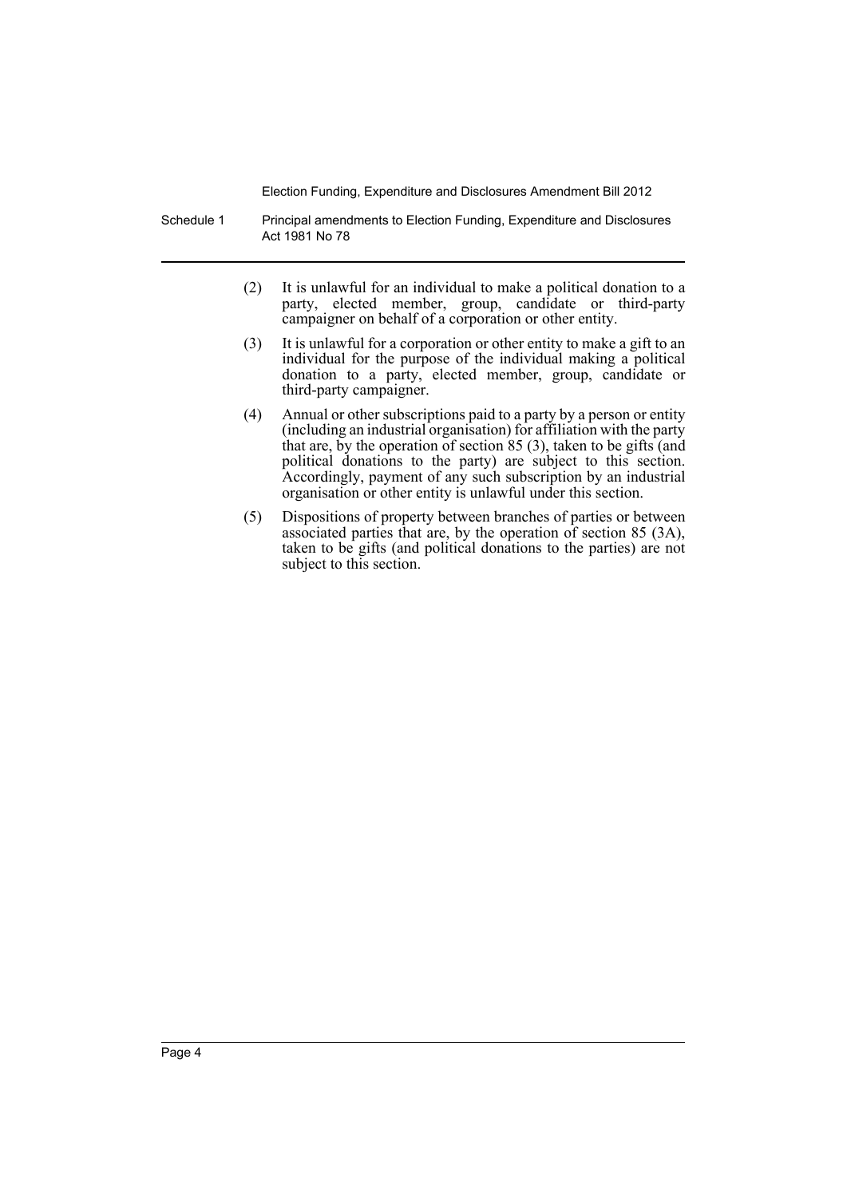(2) It is unlawful for an individual to make a political donation to a party, elected member, group, candidate or third-party campaigner on behalf of a corporation or other entity.

(3) It is unlawful for a corporation or other entity to make a gift to an individual for the purpose of the individual making a political donation to a party, elected member, group, candidate or third-party campaigner.

(4) Annual or other subscriptions paid to a party by a person or entity (including an industrial organisation) for affiliation with the party that are, by the operation of section 85 (3), taken to be gifts (and political donations to the party) are subject to this section. Accordingly, payment of any such subscription by an industrial organisation or other entity is unlawful under this section.

(5) Dispositions of property between branches of parties or between associated parties that are, by the operation of section 85 (3A), taken to be gifts (and political donations to the parties) are not subject to this section.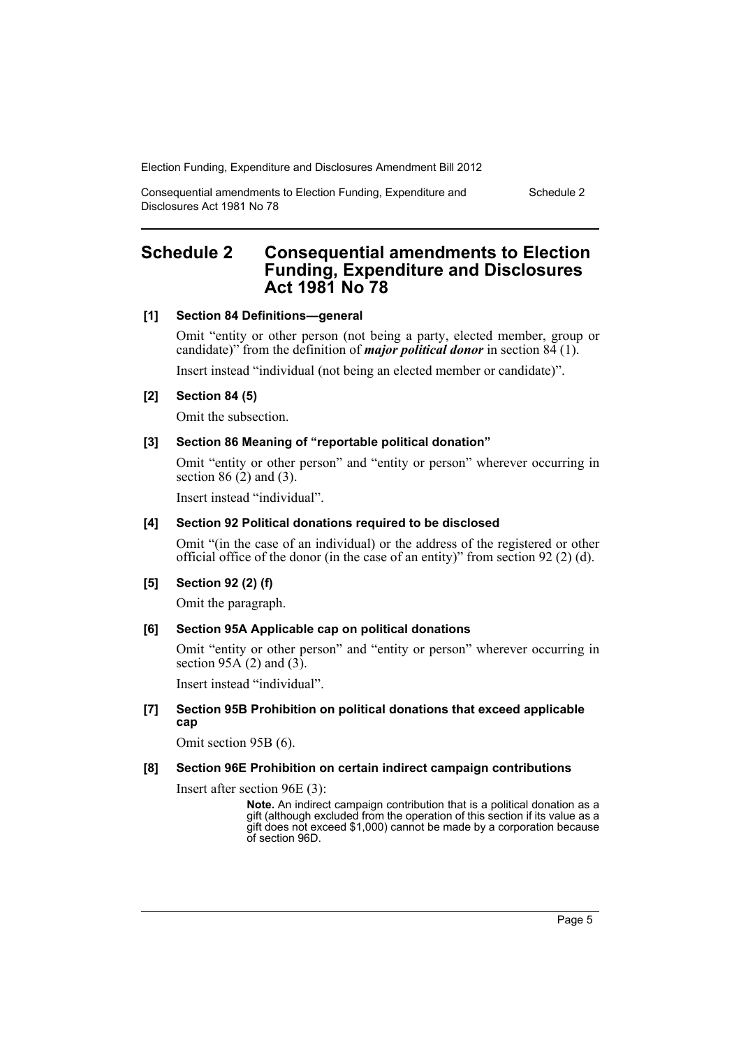## Schedule 2 Consequential amendments to Election Funding, Expenditure and Disclosures Act 1981 No 78

### [1] Section 84 Definitions—general

Omit "entity or other person (not being a party, elected member, group or candidate)" from the definition of ***major political donor*** in section 84 (1).

Insert instead "individual (not being an elected member or candidate)".

### [2] Section 84 (5)

Omit the subsection.

### [3] Section 86 Meaning of "reportable political donation"

Omit "entity or other person" and "entity or person" wherever occurring in section 86 (2) and (3).

Insert instead "individual".

### [4] Section 92 Political donations required to be disclosed

Omit "(in the case of an individual) or the address of the registered or other official office of the donor (in the case of an entity)" from section 92 (2) (d).

### [5] Section 92 (2) (f)

Omit the paragraph.

### [6] Section 95A Applicable cap on political donations

Omit "entity or other person" and "entity or person" wherever occurring in section 95A (2) and (3).

Insert instead "individual".

### [7] Section 95B Prohibition on political donations that exceed applicable cap

Omit section 95B (6).

### [8] Section 96E Prohibition on certain indirect campaign contributions

Insert after section 96E (3):

> **Note.** An indirect campaign contribution that is a political donation as a gift (although excluded from the operation of this section if its value as a gift does not exceed $1,000) cannot be made by a corporation because of section 96D.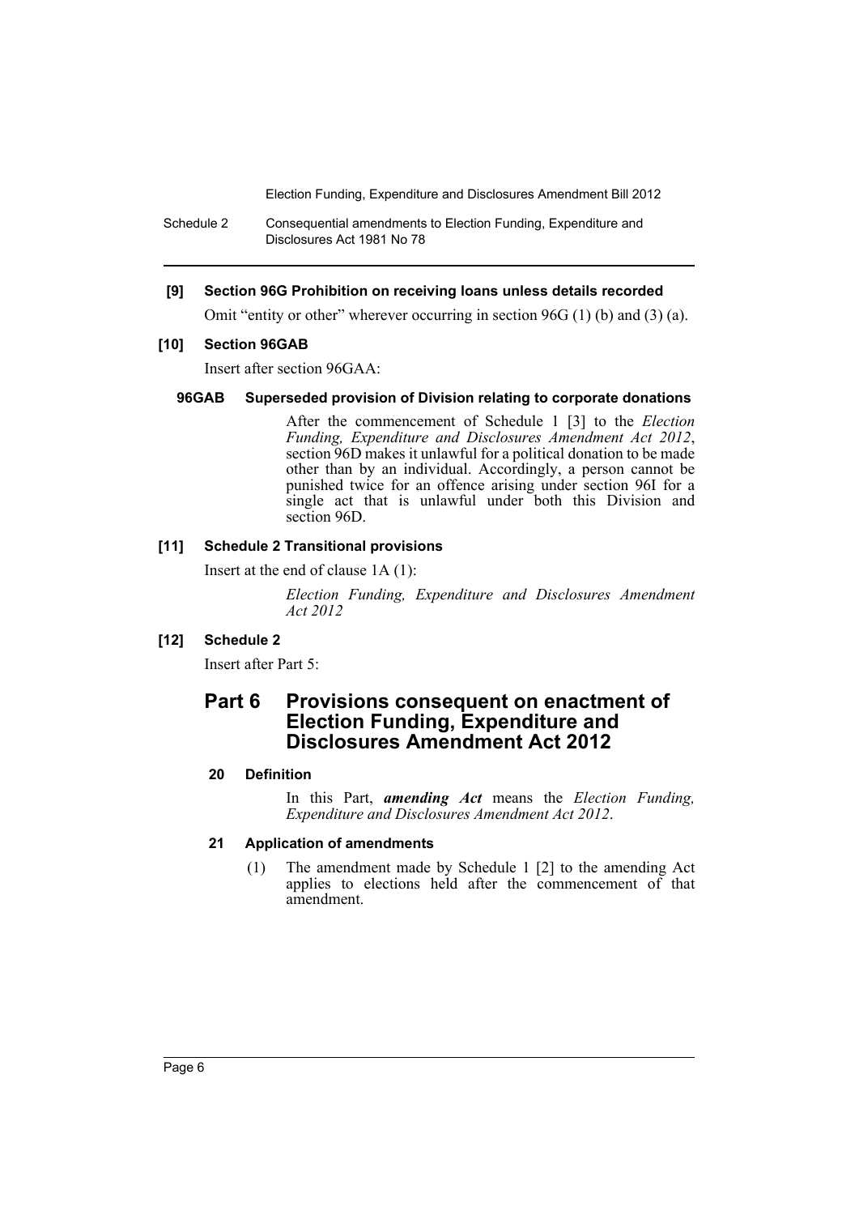**[9] Section 96G Prohibition on receiving loans unless details recorded**

Omit "entity or other" wherever occurring in section 96G (1) (b) and (3) (a).

**[10] Section 96GAB**

Insert after section 96GAA:

**96GAB Superseded provision of Division relating to corporate donations**

After the commencement of Schedule 1 [3] to the *Election Funding, Expenditure and Disclosures Amendment Act 2012*, section 96D makes it unlawful for a political donation to be made other than by an individual. Accordingly, a person cannot be punished twice for an offence arising under section 96I for a single act that is unlawful under both this Division and section 96D.

**[11] Schedule 2 Transitional provisions**

Insert at the end of clause 1A (1):

*Election Funding, Expenditure and Disclosures Amendment Act 2012*

**[12] Schedule 2**

Insert after Part 5:

## Part 6 Provisions consequent on enactment of Election Funding, Expenditure and Disclosures Amendment Act 2012

**20 Definition**

In this Part, ***amending Act*** means the *Election Funding, Expenditure and Disclosures Amendment Act 2012*.

**21 Application of amendments**

(1) The amendment made by Schedule 1 [2] to the amending Act applies to elections held after the commencement of that amendment.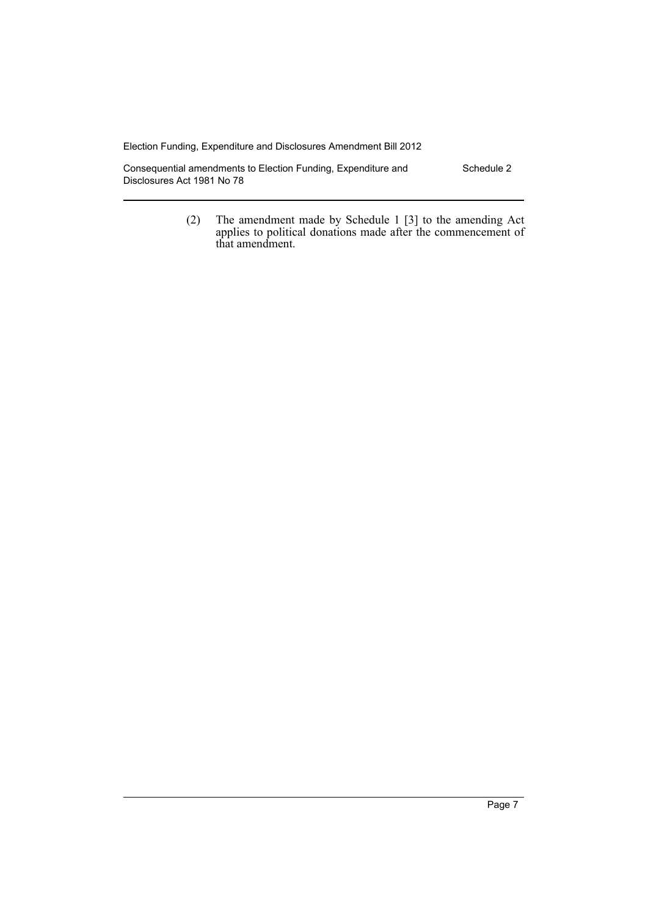(2) The amendment made by Schedule 1 [3] to the amending Act applies to political donations made after the commencement of that amendment.